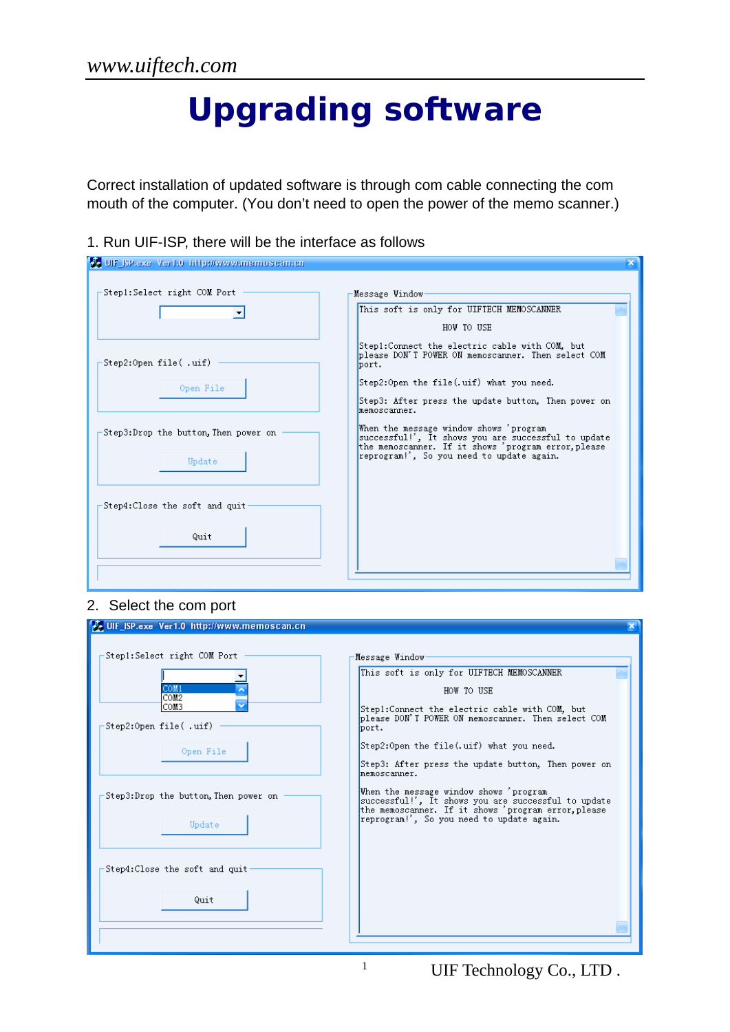# Upgrading software

Correct installation of updated software is through com cable connecting the com mouth of the computer. (You don't need to open the power of the memo scanner.)

1. Run UIF-ISP, there will be the interface as follows

2. Select the com port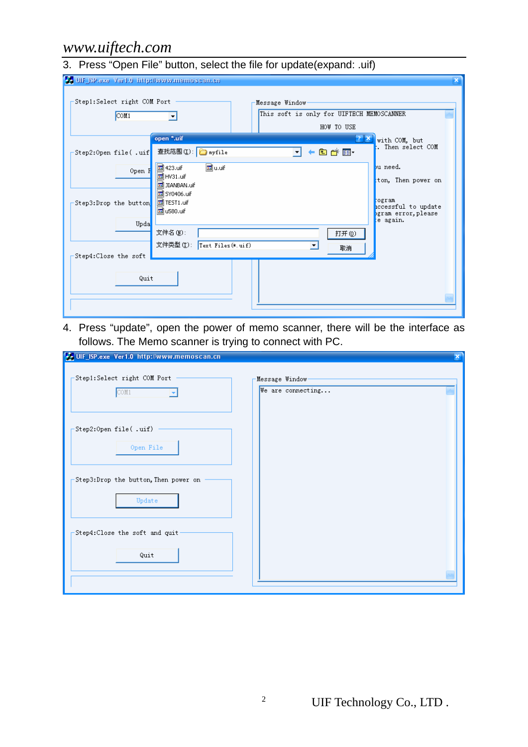3. Press “Open File” button, select the file for update(expand: .uif)

4. Press “update”, open the power of memo scanner, there will be the interface as follows. The Memo scanner is trying to connect with PC.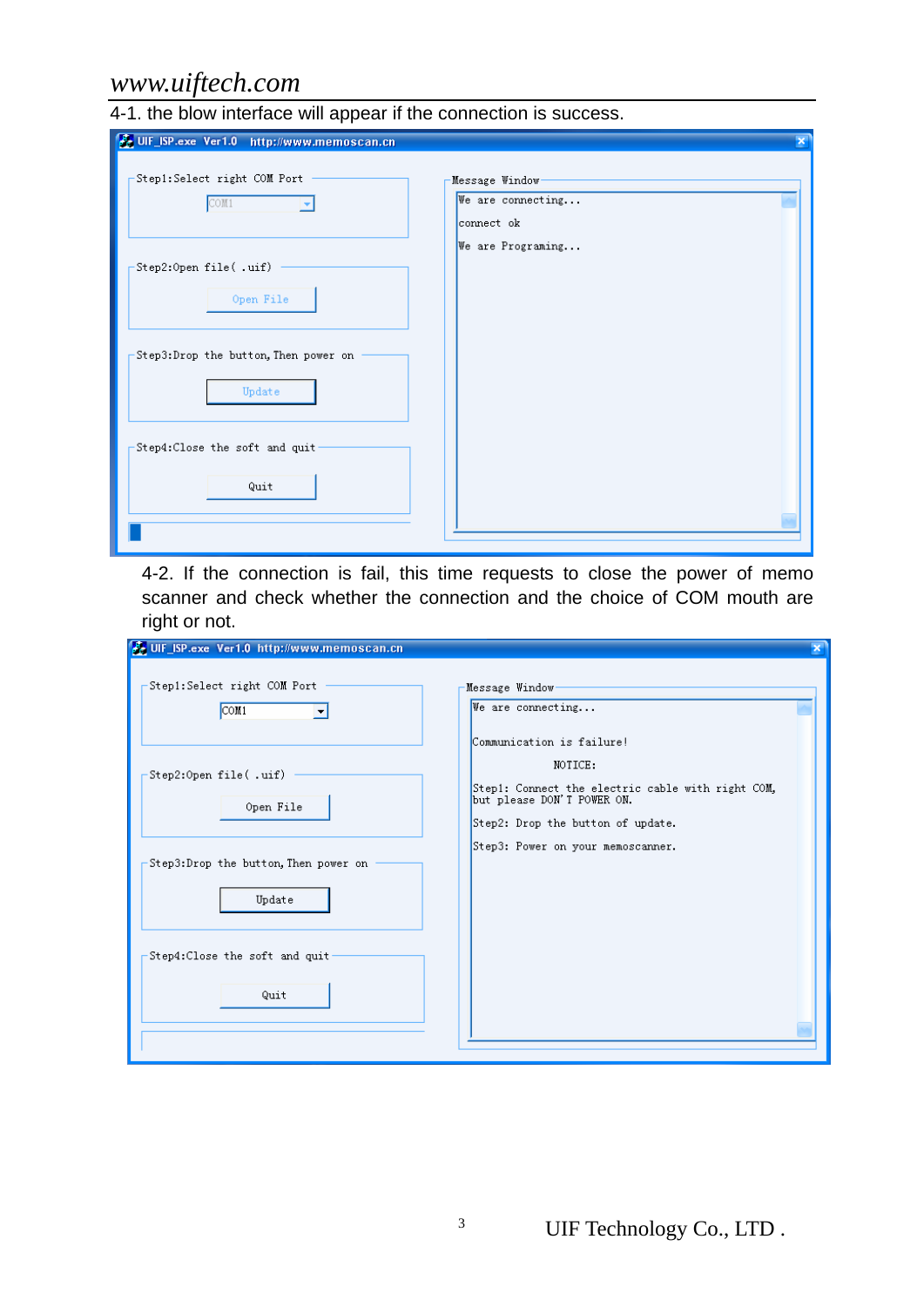4-1. the blow interface will appear if the connection is success.

UIF_ISP.exe Ver1.0 http://www.memoscan.cn

Step1:Select right COM Port

COM1

Step2:Open file( .uif)

Open File

Step3:Drop the button, Then power on

Update

Step4:Close the soft and quit

Quit

Message Window

We are connecting...

connect ok

We are Programing...

4-2. If the connection is fail, this time requests to close the power of memo scanner and check whether the connection and the choice of COM mouth are right or not.

UIF_ISP.exe Ver1.0 http://www.memoscan.cn

Step1:Select right COM Port

COM1

Step2:Open file( .uif)

Open File

Step3:Drop the button, Then power on

Update

Step4:Close the soft and quit

Quit

Message Window

We are connecting...

Communication is failure!

NOTICE:

Step1: Connect the electric cable with right COM, but please DON'T POWER ON.

Step2: Drop the button of update.

Step3: Power on your memoscanner.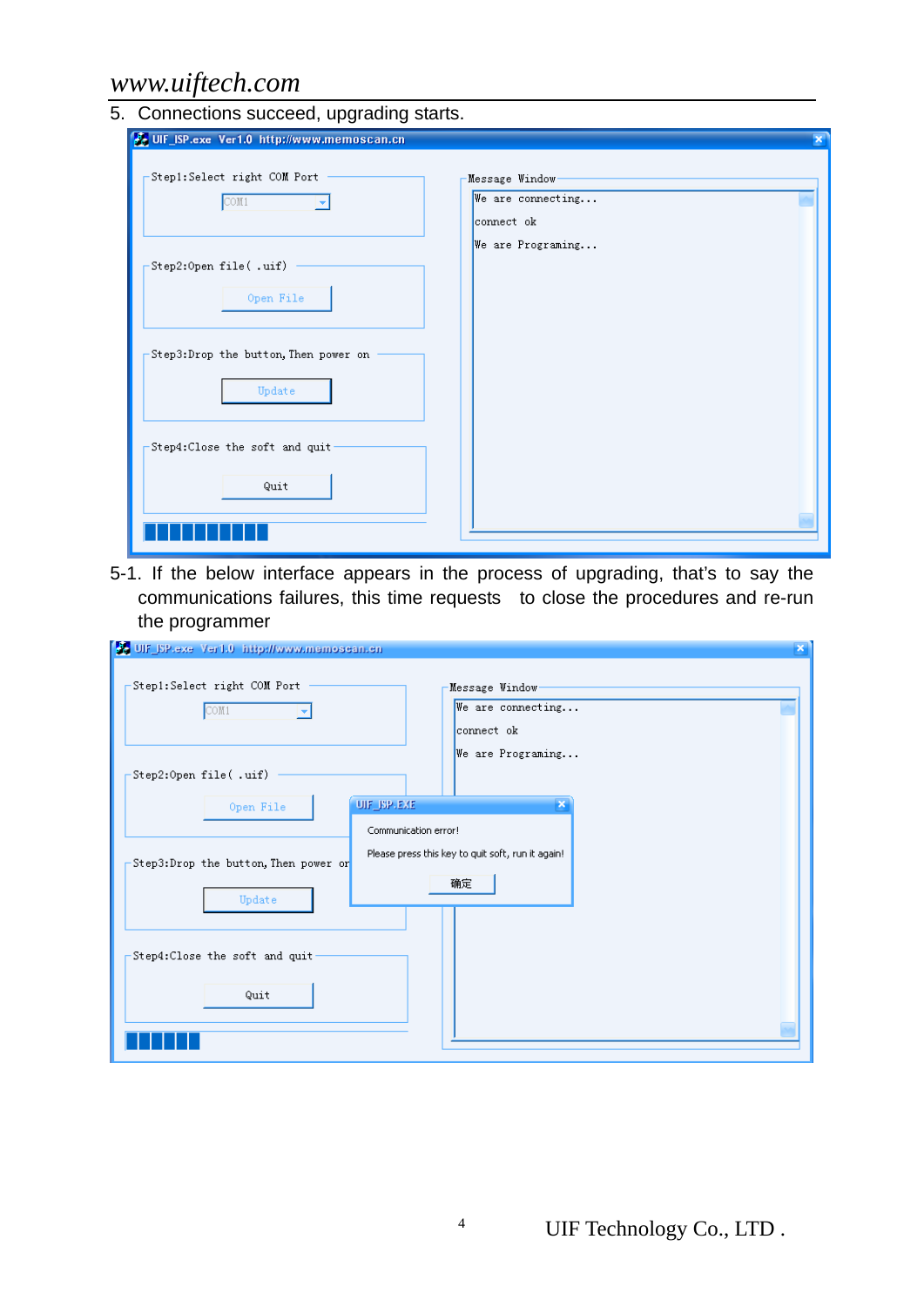5. Connections succeed, upgrading starts.

UIF_ISP.exe Ver1.0 http://www.memoscan.cn

Step1:Select right COM Port

COM1

Step2:Open file( .uif)

Open File

Step3:Drop the button, Then power on

Update

Step4:Close the soft and quit

Quit

Message Window

We are connecting...

connect ok

We are Programing...

5-1. If the below interface appears in the process of upgrading, that's to say the communications failures, this time requests to close the procedures and re-run the programmer

UIF_ISP.exe Ver1.0 http://www.memoscan.cn

Step1:Select right COM Port

COM1

Step2:Open file( .uif)

Open File

Step3:Drop the button, Then power on

Update

Step4:Close the soft and quit

Quit

Message Window

We are connecting...

connect ok

We are Programing...

UIF_ISP.EXE

Communication error!

Please press this key to quit soft, run it again!

确定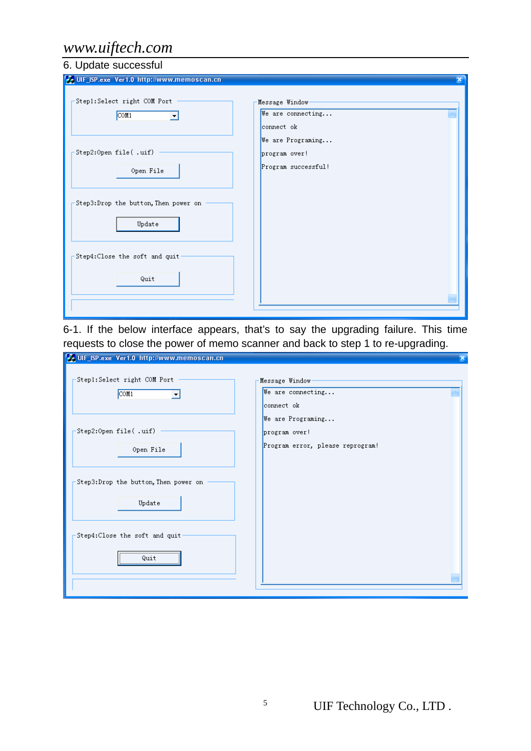6. Update successful

UIF_ISP.exe Ver1.0 http://www.memoscan.cn

Step1:Select right COM Port

COM1

Step2:Open file( .uif)

Open File

Step3:Drop the button,Then power on

Update

Step4:Close the soft and quit

Quit

Message Window

We are connecting...

connect ok

We are Programing...

program over!

Program successful!

6-1. If the below interface appears, that's to say the upgrading failure. This time requests to close the power of memo scanner and back to step 1 to re-upgrading.

UIF_ISP.exe Ver1.0 http://www.memoscan.cn

Step1:Select right COM Port

COM1

Step2:Open file( .uif)

Open File

Step3:Drop the button,Then power on

Update

Step4:Close the soft and quit

Quit

Message Window

We are connecting...

connect ok

We are Programing...

program over!

Program error, please reprogram!